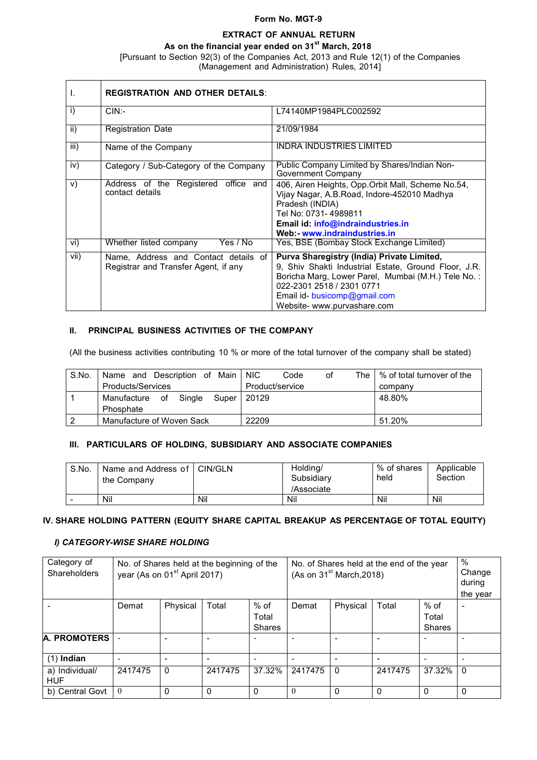**Form No. MGT-9**

**EXTRACT OF ANNUAL RETURN**

**As on the financial year ended on 31st March, 2018**

[Pursuant to Section 92(3) of the Companies Act, 2013 and Rule 12(1) of the Companies (Management and Administration) Rules, 2014]

| I. | **REGISTRATION AND OTHER DETAILS**: | |
|---|---|---|
| i) | CIN:- | L74140MP1984PLC002592 |
| ii) | Registration Date | 21/09/1984 |
| iii) | Name of the Company | INDRA INDUSTRIES LIMITED |
| iv) | Category / Sub-Category of the Company | Public Company Limited by Shares/Indian Non-Government Company |
| v) | Address of the Registered office and contact details | 406, Airen Heights, Opp.Orbit Mall, Scheme No.54, Vijay Nagar, A.B.Road, Indore-452010 Madhya Pradesh (INDIA) Tel No: 0731- 4989811 **Email id: info@indraindustries.in** **Web:- www.indraindustries.in** |
| vi) | Whether listed company Yes / No | Yes, BSE (Bombay Stock Exchange Limited) |
| vii) | Name, Address and Contact details of Registrar and Transfer Agent, if any | **Purva Sharegistry (India) Private Limited,** 9, Shiv Shakti Industrial Estate, Ground Floor, J.R. Boricha Marg, Lower Parel, Mumbai (M.H.) Tele No. : 022-2301 2518 / 2301 0771 Email id- busicomp@gmail.com Website- www.purvashare.com |

### II. PRINCIPAL BUSINESS ACTIVITIES OF THE COMPANY

(All the business activities contributing 10 % or more of the total turnover of the company shall be stated)

| S.No. | Name and Description of Main Products/Services | NIC Code of The Product/service | % of total turnover of the company |
|---|---|---|---|
| 1 | Manufacture of Single Super Phosphate | 20129 | 48.80% |
| 2 | Manufacture of Woven Sack | 22209 | 51.20% |

### III. PARTICULARS OF HOLDING, SUBSIDIARY AND ASSOCIATE COMPANIES

| S.No. | Name and Address of the Company | CIN/GLN | Holding/ Subsidiary /Associate | % of shares held | Applicable Section |
|---|---|---|---|---|---|
| - | Nil | Nil | Nil | Nil | Nil |

### IV. SHARE HOLDING PATTERN (EQUITY SHARE CAPITAL BREAKUP AS PERCENTAGE OF TOTAL EQUITY)

#### *I) CATEGORY-WISE SHARE HOLDING*

| Category of Shareholders | No. of Shares held at the beginning of the year (As on 01st April 2017) | | | | No. of Shares held at the end of the year (As on 31st March,2018) | | | | % Change during the year |
|---|---|---|---|---|---|---|---|---|---|
| - | Demat | Physical | Total | % of Total Shares | Demat | Physical | Total | % of Total Shares | - |
| **A. PROMOTERS** | - | - | - | - | - | - | - | - | - |
| (1) **Indian** | - | - | - | - | - | - | - | - | - |
| a) Individual/ HUF | 2417475 | 0 | 2417475 | 37.32% | 2417475 | 0 | 2417475 | 37.32% | 0 |
| b) Central Govt | 0 | 0 | 0 | 0 | 0 | 0 | 0 | 0 | 0 |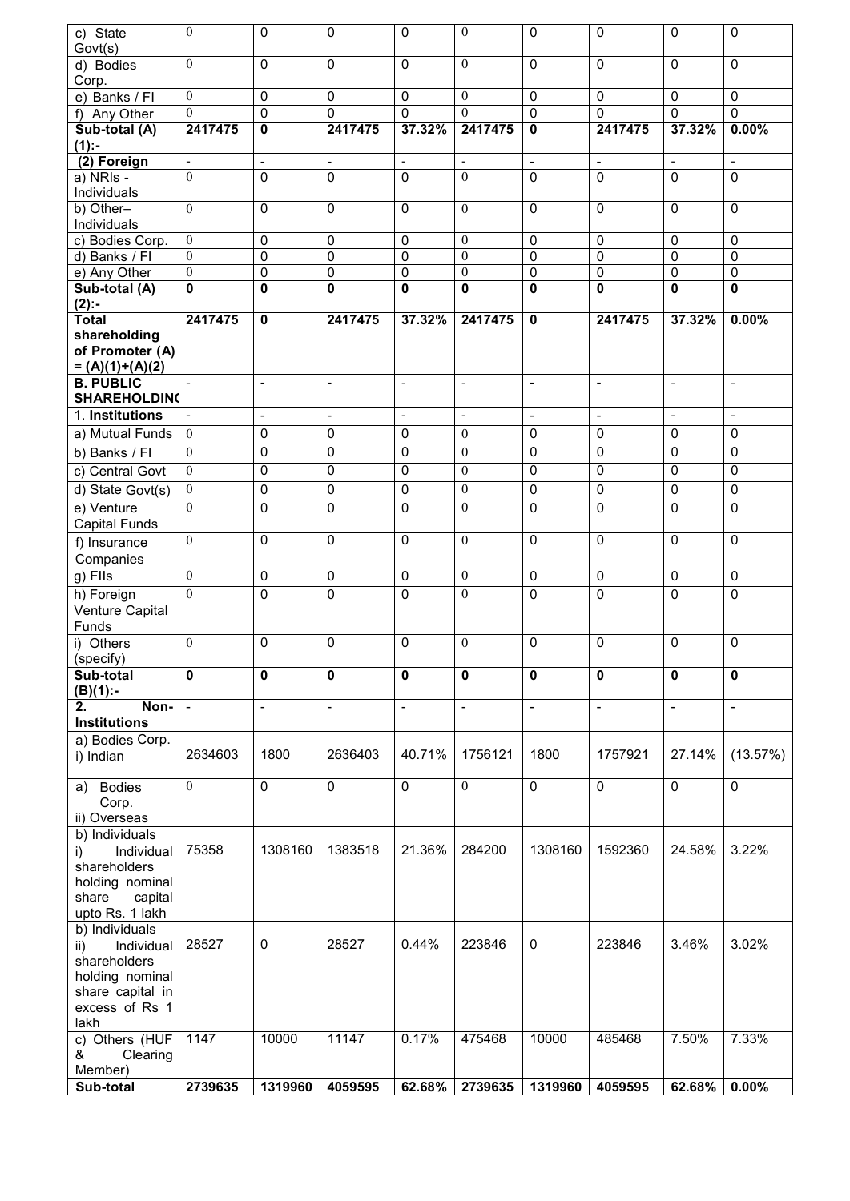| c) State Govt(s) | 0 | 0 | 0 | 0 | 0 | 0 | 0 | 0 | 0 |
|---|---|---|---|---|---|---|---|---|---|
| d) Bodies Corp. | 0 | 0 | 0 | 0 | 0 | 0 | 0 | 0 | 0 |
| e) Banks / FI | 0 | 0 | 0 | 0 | 0 | 0 | 0 | 0 | 0 |
| f) Any Other | 0 | 0 | 0 | 0 | 0 | 0 | 0 | 0 | 0 |
| **Sub-total (A) (1):-** | **2417475** | **0** | **2417475** | **37.32%** | **2417475** | **0** | **2417475** | **37.32%** | **0.00%** |
| **(2) Foreign** | - | - | - | - | - | - | - | - | - |
| a) NRIs - Individuals | 0 | 0 | 0 | 0 | 0 | 0 | 0 | 0 | 0 |
| b) Other– Individuals | 0 | 0 | 0 | 0 | 0 | 0 | 0 | 0 | 0 |
| c) Bodies Corp. | 0 | 0 | 0 | 0 | 0 | 0 | 0 | 0 | 0 |
| d) Banks / FI | 0 | 0 | 0 | 0 | 0 | 0 | 0 | 0 | 0 |
| e) Any Other | 0 | 0 | 0 | 0 | 0 | 0 | 0 | 0 | 0 |
| **Sub-total (A) (2):-** | **0** | **0** | **0** | **0** | **0** | **0** | **0** | **0** | **0** |
| **Total shareholding of Promoter (A) = (A)(1)+(A)(2)** | **2417475** | **0** | **2417475** | **37.32%** | **2417475** | **0** | **2417475** | **37.32%** | **0.00%** |
| **B. PUBLIC SHAREHOLDING** | - | - | - | - | - | - | - | - | - |
| 1. **Institutions** | - | - | - | - | - | - | - | - | - |
| a) Mutual Funds | 0 | 0 | 0 | 0 | 0 | 0 | 0 | 0 | 0 |
| b) Banks / FI | 0 | 0 | 0 | 0 | 0 | 0 | 0 | 0 | 0 |
| c) Central Govt | 0 | 0 | 0 | 0 | 0 | 0 | 0 | 0 | 0 |
| d) State Govt(s) | 0 | 0 | 0 | 0 | 0 | 0 | 0 | 0 | 0 |
| e) Venture Capital Funds | 0 | 0 | 0 | 0 | 0 | 0 | 0 | 0 | 0 |
| f) Insurance Companies | 0 | 0 | 0 | 0 | 0 | 0 | 0 | 0 | 0 |
| g) FIIs | 0 | 0 | 0 | 0 | 0 | 0 | 0 | 0 | 0 |
| h) Foreign Venture Capital Funds | 0 | 0 | 0 | 0 | 0 | 0 | 0 | 0 | 0 |
| i) Others (specify) | 0 | 0 | 0 | 0 | 0 | 0 | 0 | 0 | 0 |
| **Sub-total (B)(1):-** | **0** | **0** | **0** | **0** | **0** | **0** | **0** | **0** | **0** |
| **2. Non-Institutions** | - | - | - | - | - | - | - | - | - |
| a) Bodies Corp. i) Indian | 2634603 | 1800 | 2636403 | 40.71% | 1756121 | 1800 | 1757921 | 27.14% | (13.57%) |
| a) Bodies Corp. ii) Overseas | 0 | 0 | 0 | 0 | 0 | 0 | 0 | 0 | 0 |
| b) Individuals i) Individual shareholders holding nominal share capital upto Rs. 1 lakh | 75358 | 1308160 | 1383518 | 21.36% | 284200 | 1308160 | 1592360 | 24.58% | 3.22% |
| b) Individuals ii) Individual shareholders holding nominal share capital in excess of Rs 1 lakh | 28527 | 0 | 28527 | 0.44% | 223846 | 0 | 223846 | 3.46% | 3.02% |
| c) Others (HUF & Clearing Member) | 1147 | 10000 | 11147 | 0.17% | 475468 | 10000 | 485468 | 7.50% | 7.33% |
| **Sub-total** | **2739635** | **1319960** | **4059595** | **62.68%** | **2739635** | **1319960** | **4059595** | **62.68%** | **0.00%** |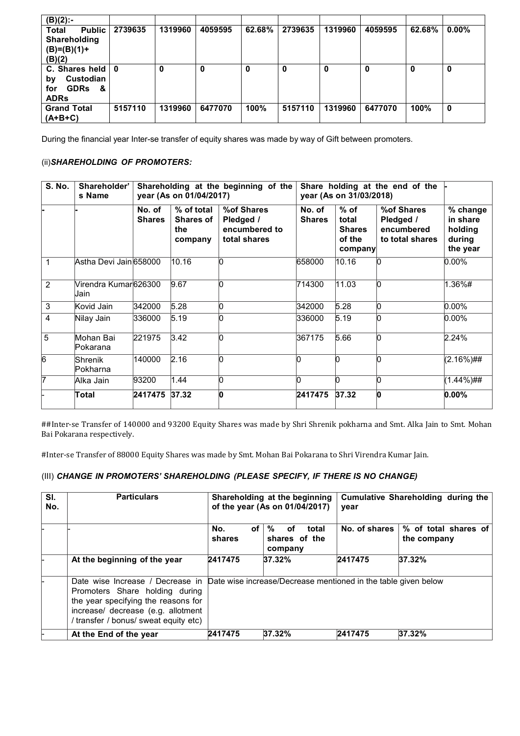| (B)(2):- | | | | | | | | | |
|---|---|---|---|---|---|---|---|---|---|
| Total Public Shareholding (B)=(B)(1)+ (B)(2) | 2739635 | 1319960 | 4059595 | 62.68% | 2739635 | 1319960 | 4059595 | 62.68% | 0.00% |
| C. Shares held by Custodian for GDRs & ADRs | 0 | 0 | 0 | 0 | 0 | 0 | 0 | 0 | 0 |
| Grand Total (A+B+C) | 5157110 | 1319960 | 6477070 | 100% | 5157110 | 1319960 | 6477070 | 100% | 0 |

During the financial year Inter-se transfer of equity shares was made by way of Gift between promoters.

(ii) ***SHAREHOLDING OF PROMOTERS:***

| S. No. | Shareholder's Name | Shareholding at the beginning of the year (As on 01/04/2017) | | | Share holding at the end of the year (As on 31/03/2018) | | | - |
|---|---|---|---|---|---|---|---|---|
| - | - | No. of Shares | % of total Shares of the company | %of Shares Pledged / encumbered to total shares | No. of Shares | % of total Shares of the company | %of Shares Pledged / encumbered to total shares | % change in share holding during the year |
| 1 | Astha Devi Jain | 658000 | 10.16 | 0 | 658000 | 10.16 | 0 | 0.00% |
| 2 | Virendra Kumar Jain | 626300 | 9.67 | 0 | 714300 | 11.03 | 0 | 1.36%# |
| 3 | Kovid Jain | 342000 | 5.28 | 0 | 342000 | 5.28 | 0 | 0.00% |
| 4 | Nilay Jain | 336000 | 5.19 | 0 | 336000 | 5.19 | 0 | 0.00% |
| 5 | Mohan Bai Pokarana | 221975 | 3.42 | 0 | 367175 | 5.66 | 0 | 2.24% |
| 6 | Shrenik Pokharna | 140000 | 2.16 | 0 | 0 | 0 | 0 | (2.16%)## |
| 7 | Alka Jain | 93200 | 1.44 | 0 | 0 | 0 | 0 | (1.44%)## |
| - | **Total** | **2417475** | **37.32** | **0** | **2417475** | **37.32** | **0** | **0.00%** |

##Inter-se Transfer of 140000 and 93200 Equity Shares was made by Shri Shrenik pokharna and Smt. Alka Jain to Smt. Mohan Bai Pokarana respectively.

#Inter-se Transfer of 88000 Equity Shares was made by Smt. Mohan Bai Pokarana to Shri Virendra Kumar Jain.

(III) ***CHANGE IN PROMOTERS' SHAREHOLDING (PLEASE SPECIFY, IF THERE IS NO CHANGE)***

| Sl. No. | Particulars | Shareholding at the beginning of the year (As on 01/04/2017) | | Cumulative Shareholding during the year | |
|---|---|---|---|---|---|
| - | - | No. of shares | % of total shares of the company | No. of shares | % of total shares of the company |
| - | **At the beginning of the year** | **2417475** | **37.32%** | **2417475** | **37.32%** |
| - | Date wise Increase / Decrease in Promoters Share holding during the year specifying the reasons for increase/ decrease (e.g. allotment / transfer / bonus/ sweat equity etc) | Date wise increase/Decrease mentioned in the table given below | | | |
| - | **At the End of the year** | **2417475** | **37.32%** | **2417475** | **37.32%** |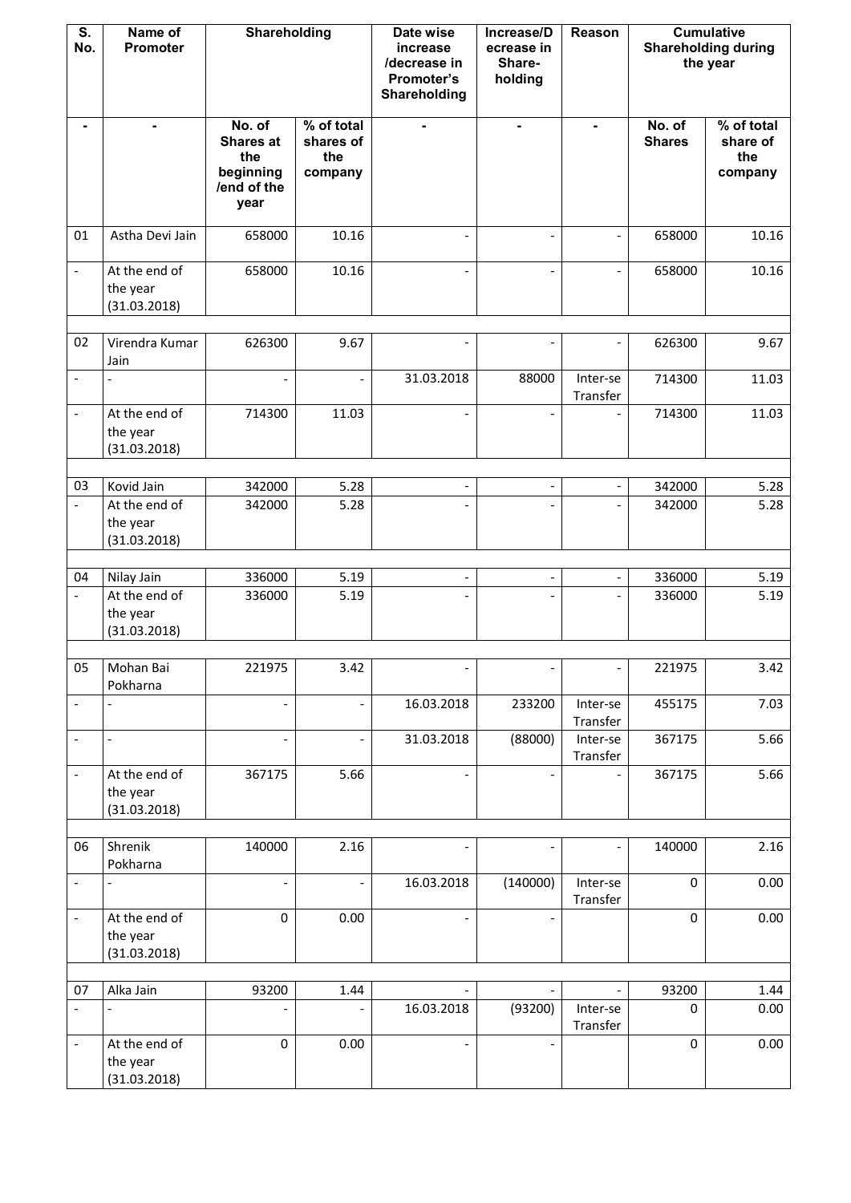| S. No. | Name of Promoter | Shareholding | | Date wise increase /decrease in Promoter's Shareholding | Increase/Decrease in Share-holding | Reason | Cumulative Shareholding during the year | |
|---|---|---|---|---|---|---|---|---|
| - | - | No. of Shares at the beginning /end of the year | % of total shares of the company | - | - | - | No. of Shares | % of total share of the company |
| 01 | Astha Devi Jain | 658000 | 10.16 | - | - | - | 658000 | 10.16 |
| - | At the end of the year (31.03.2018) | 658000 | 10.16 | - | - | - | 658000 | 10.16 |
| | | | | | | | | |
| 02 | Virendra Kumar Jain | 626300 | 9.67 | - | - | - | 626300 | 9.67 |
| - | - | - | - | 31.03.2018 | 88000 | Inter-se Transfer | 714300 | 11.03 |
| - | At the end of the year (31.03.2018) | 714300 | 11.03 | - | - | - | 714300 | 11.03 |
| | | | | | | | | |
| 03 | Kovid Jain | 342000 | 5.28 | - | - | - | 342000 | 5.28 |
| - | At the end of the year (31.03.2018) | 342000 | 5.28 | - | - | - | 342000 | 5.28 |
| | | | | | | | | |
| 04 | Nilay Jain | 336000 | 5.19 | - | - | - | 336000 | 5.19 |
| - | At the end of the year (31.03.2018) | 336000 | 5.19 | - | - | - | 336000 | 5.19 |
| | | | | | | | | |
| 05 | Mohan Bai Pokharna | 221975 | 3.42 | - | - | - | 221975 | 3.42 |
| - | - | - | - | 16.03.2018 | 233200 | Inter-se Transfer | 455175 | 7.03 |
| - | - | - | - | 31.03.2018 | (88000) | Inter-se Transfer | 367175 | 5.66 |
| - | At the end of the year (31.03.2018) | 367175 | 5.66 | - | - | - | 367175 | 5.66 |
| | | | | | | | | |
| 06 | Shrenik Pokharna | 140000 | 2.16 | - | - | - | 140000 | 2.16 |
| - | - | - | - | 16.03.2018 | (140000) | Inter-se Transfer | 0 | 0.00 |
| - | At the end of the year (31.03.2018) | 0 | 0.00 | - | - | | 0 | 0.00 |
| | | | | | | | | |
| 07 | Alka Jain | 93200 | 1.44 | - | - | - | 93200 | 1.44 |
| - | - | - | - | 16.03.2018 | (93200) | Inter-se Transfer | 0 | 0.00 |
| - | At the end of the year (31.03.2018) | 0 | 0.00 | - | - | | 0 | 0.00 |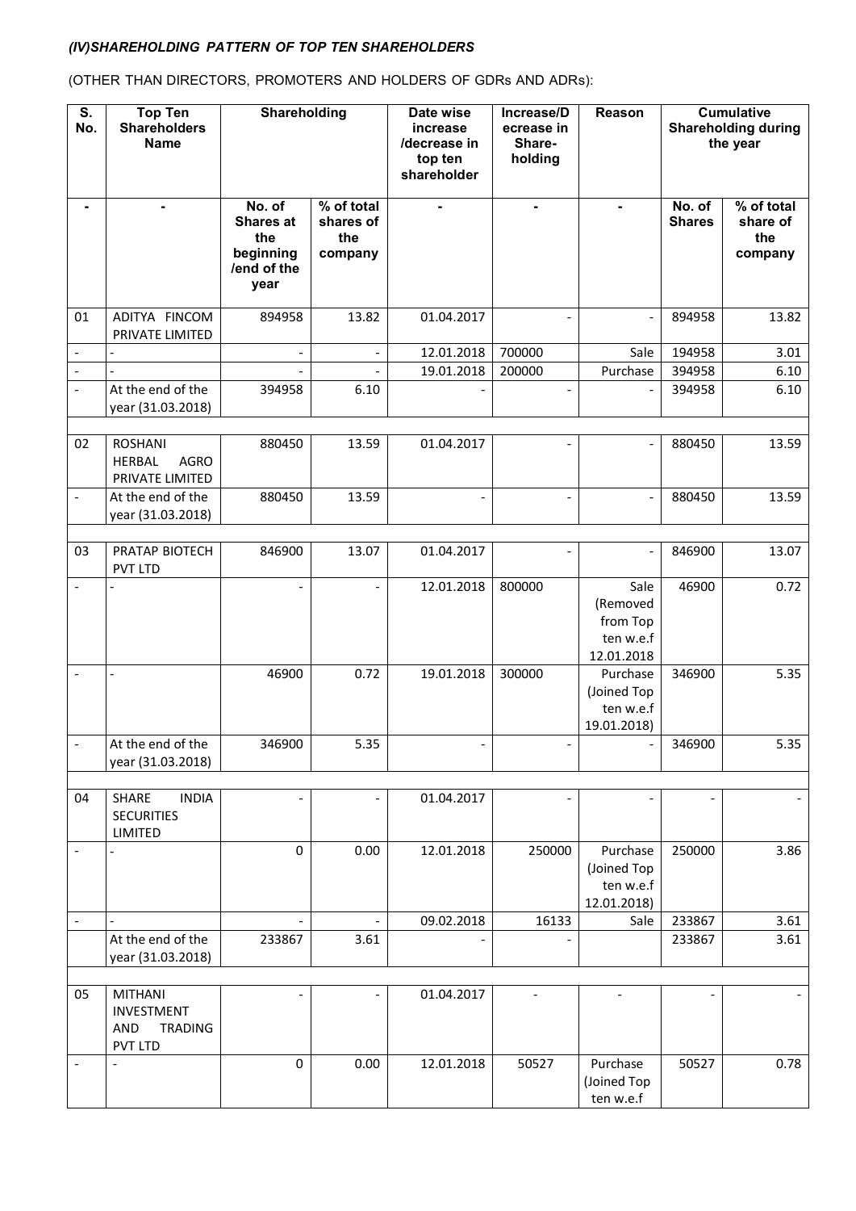***(IV)SHAREHOLDING PATTERN OF TOP TEN SHAREHOLDERS***

(OTHER THAN DIRECTORS, PROMOTERS AND HOLDERS OF GDRs AND ADRs):

| S. No. | Top Ten Shareholders Name | Shareholding | | Date wise increase /decrease in top ten shareholder | Increase/Decrease in Share-holding | Reason | Cumulative Shareholding during the year | |
|---|---|---|---|---|---|---|---|---|
| - | - | No. of Shares at the beginning /end of the year | % of total shares of the company | - | - | - | No. of Shares | % of total share of the company |
| 01 | ADITYA FINCOM PRIVATE LIMITED | 894958 | 13.82 | 01.04.2017 | - | - | 894958 | 13.82 |
| - | - | - | - | 12.01.2018 | 700000 | Sale | 194958 | 3.01 |
| - | - | - | - | 19.01.2018 | 200000 | Purchase | 394958 | 6.10 |
| - | At the end of the year (31.03.2018) | 394958 | 6.10 | - | - | - | 394958 | 6.10 |
| | | | | | | | | |
| 02 | ROSHANI HERBAL AGRO PRIVATE LIMITED | 880450 | 13.59 | 01.04.2017 | - | - | 880450 | 13.59 |
| - | At the end of the year (31.03.2018) | 880450 | 13.59 | - | - | - | 880450 | 13.59 |
| | | | | | | | | |
| 03 | PRATAP BIOTECH PVT LTD | 846900 | 13.07 | 01.04.2017 | - | - | 846900 | 13.07 |
| - | - | - | - | 12.01.2018 | 800000 | Sale (Removed from Top ten w.e.f 12.01.2018 | 46900 | 0.72 |
| - | - | 46900 | 0.72 | 19.01.2018 | 300000 | Purchase (Joined Top ten w.e.f 19.01.2018) | 346900 | 5.35 |
| - | At the end of the year (31.03.2018) | 346900 | 5.35 | - | - | - | 346900 | 5.35 |
| | | | | | | | | |
| 04 | SHARE INDIA SECURITIES LIMITED | - | - | 01.04.2017 | - | - | - | - |
| - | - | 0 | 0.00 | 12.01.2018 | 250000 | Purchase (Joined Top ten w.e.f 12.01.2018) | 250000 | 3.86 |
| - | - | - | - | 09.02.2018 | 16133 | Sale | 233867 | 3.61 |
| | At the end of the year (31.03.2018) | 233867 | 3.61 | - | - | | 233867 | 3.61 |
| | | | | | | | | |
| 05 | MITHANI INVESTMENT AND TRADING PVT LTD | - | - | 01.04.2017 | - | - | - | - |
| - | - | 0 | 0.00 | 12.01.2018 | 50527 | Purchase (Joined Top ten w.e.f | 50527 | 0.78 |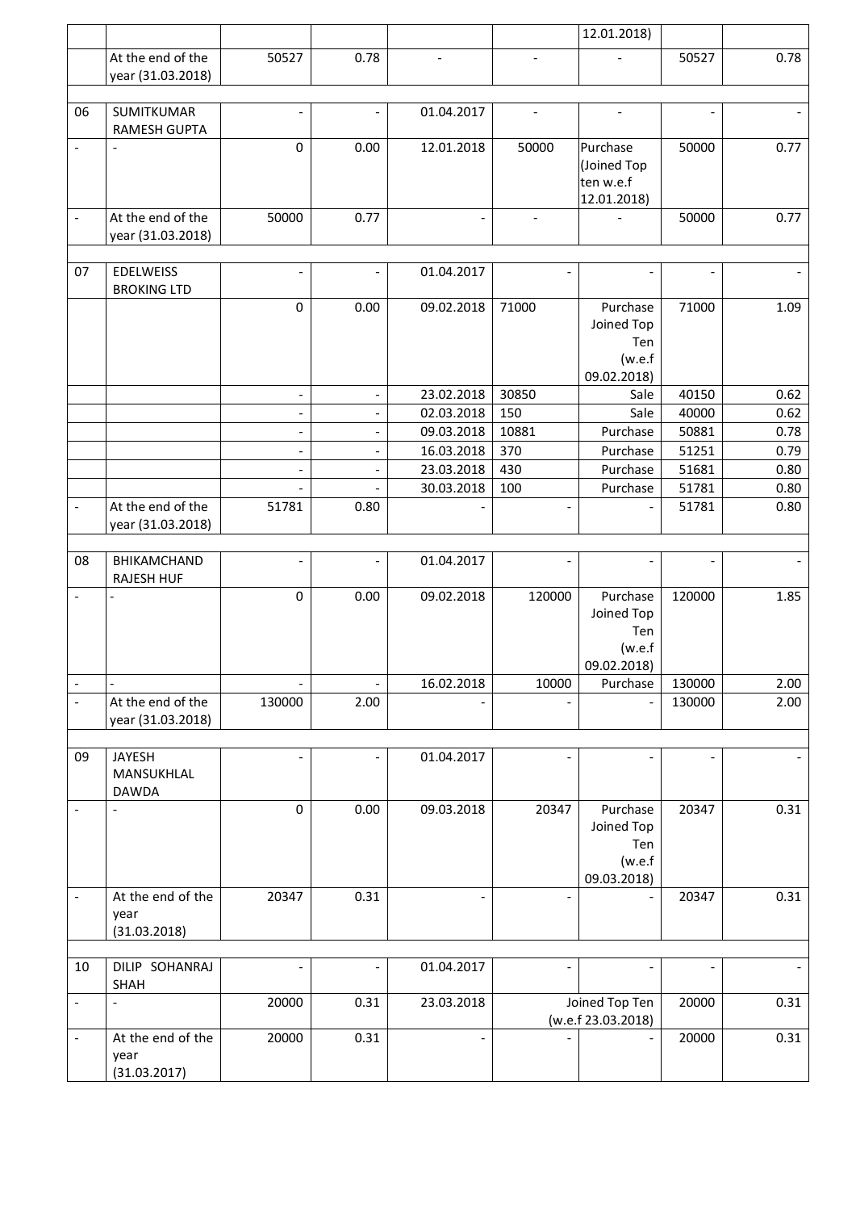| | | | | | | | | |
|---|---|---|---|---|---|---|---|---|
| | | | | | | 12.01.2018) | | |
| | At the end of the year (31.03.2018) | 50527 | 0.78 | - | - | - | 50527 | 0.78 |
| | | | | | | | | |
| 06 | SUMITKUMAR RAMESH GUPTA | - | - | 01.04.2017 | - | - | - | - |
| - | - | 0 | 0.00 | 12.01.2018 | 50000 | Purchase (Joined Top ten w.e.f 12.01.2018) | 50000 | 0.77 |
| - | At the end of the year (31.03.2018) | 50000 | 0.77 | - | - | - | 50000 | 0.77 |
| | | | | | | | | |
| 07 | EDELWEISS BROKING LTD | - | - | 01.04.2017 | - | - | - | - |
| | | 0 | 0.00 | 09.02.2018 | 71000 | Purchase Joined Top Ten (w.e.f 09.02.2018) | 71000 | 1.09 |
| | | - | - | 23.02.2018 | 30850 | Sale | 40150 | 0.62 |
| | | - | - | 02.03.2018 | 150 | Sale | 40000 | 0.62 |
| | | - | - | 09.03.2018 | 10881 | Purchase | 50881 | 0.78 |
| | | - | - | 16.03.2018 | 370 | Purchase | 51251 | 0.79 |
| | | - | - | 23.03.2018 | 430 | Purchase | 51681 | 0.80 |
| | | - | - | 30.03.2018 | 100 | Purchase | 51781 | 0.80 |
| - | At the end of the year (31.03.2018) | 51781 | 0.80 | - | - | - | 51781 | 0.80 |
| | | | | | | | | |
| 08 | BHIKAMCHAND RAJESH HUF | - | - | 01.04.2017 | - | - | - | - |
| - | - | 0 | 0.00 | 09.02.2018 | 120000 | Purchase Joined Top Ten (w.e.f 09.02.2018) | 120000 | 1.85 |
| - | - | - | - | 16.02.2018 | 10000 | Purchase | 130000 | 2.00 |
| - | At the end of the year (31.03.2018) | 130000 | 2.00 | - | - | - | 130000 | 2.00 |
| | | | | | | | | |
| 09 | JAYESH MANSUKHLAL DAWDA | - | - | 01.04.2017 | - | - | - | - |
| - | - | 0 | 0.00 | 09.03.2018 | 20347 | Purchase Joined Top Ten (w.e.f 09.03.2018) | 20347 | 0.31 |
| - | At the end of the year (31.03.2018) | 20347 | 0.31 | - | - | - | 20347 | 0.31 |
| | | | | | | | | |
| 10 | DILIP SOHANRAJ SHAH | - | - | 01.04.2017 | - | - | - | - |
| - | - | 20000 | 0.31 | 23.03.2018 | Joined Top Ten (w.e.f 23.03.2018) | | 20000 | 0.31 |
| - | At the end of the year (31.03.2017) | 20000 | 0.31 | - | - | - | 20000 | 0.31 |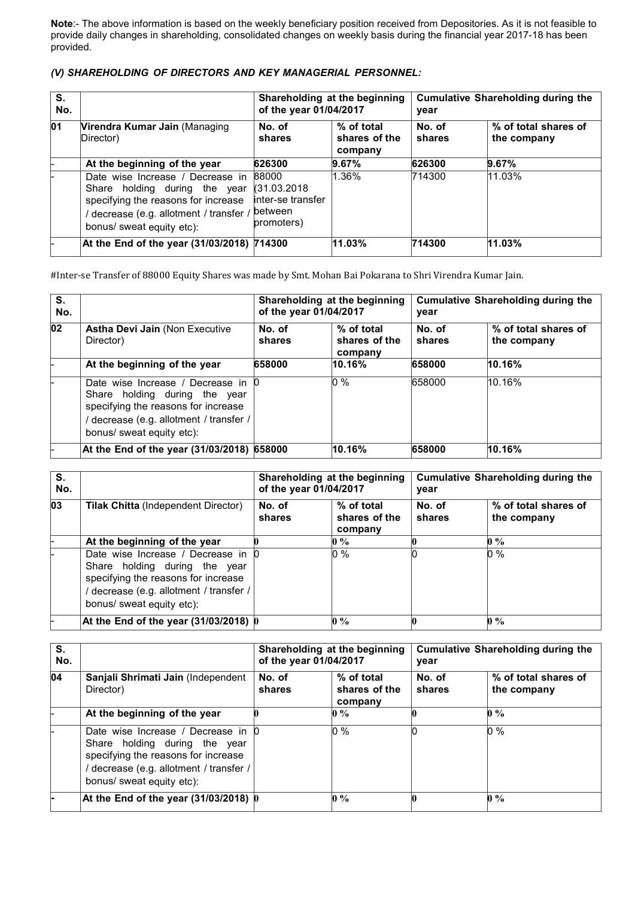**Note**:- The above information is based on the weekly beneficiary position received from Depositories. As it is not feasible to provide daily changes in shareholding, consolidated changes on weekly basis during the financial year 2017-18 has been provided.

### *(V) SHAREHOLDING OF DIRECTORS AND KEY MANAGERIAL PERSONNEL:*

| S. No. | | Shareholding at the beginning of the year 01/04/2017 | | Cumulative Shareholding during the year | |
|---|---|---|---|---|---|
| 01 | **Virendra Kumar Jain** (Managing Director) | **No. of shares** | **% of total shares of the company** | **No. of shares** | **% of total shares of the company** |
| - | **At the beginning of the year** | **626300** | **9.67%** | **626300** | **9.67%** |
| - | Date wise Increase / Decrease in Share holding during the year specifying the reasons for increase / decrease (e.g. allotment / transfer / bonus/ sweat equity etc): | 88000 (31.03.2018 inter-se transfer between promoters) | 1.36% | 714300 | 11.03% |
| - | **At the End of the year (31/03/2018)** | **714300** | **11.03%** | **714300** | **11.03%** |

#Inter-se Transfer of 88000 Equity Shares was made by Smt. Mohan Bai Pokarana to Shri Virendra Kumar Jain.

| S. No. | | Shareholding at the beginning of the year 01/04/2017 | | Cumulative Shareholding during the year | |
|---|---|---|---|---|---|
| 02 | **Astha Devi Jain** (Non Executive Director) | **No. of shares** | **% of total shares of the company** | **No. of shares** | **% of total shares of the company** |
| - | **At the beginning of the year** | **658000** | **10.16%** | **658000** | **10.16%** |
| - | Date wise Increase / Decrease in Share holding during the year specifying the reasons for increase / decrease (e.g. allotment / transfer / bonus/ sweat equity etc): | 0 | 0 % | 658000 | 10.16% |
| - | **At the End of the year (31/03/2018)** | **658000** | **10.16%** | **658000** | **10.16%** |

| S. No. | | Shareholding at the beginning of the year 01/04/2017 | | Cumulative Shareholding during the year | |
|---|---|---|---|---|---|
| 03 | **Tilak Chitta** (Independent Director) | **No. of shares** | **% of total shares of the company** | **No. of shares** | **% of total shares of the company** |
| - | **At the beginning of the year** | **0** | **0 %** | **0** | **0 %** |
| - | Date wise Increase / Decrease in Share holding during the year specifying the reasons for increase / decrease (e.g. allotment / transfer / bonus/ sweat equity etc): | 0 | 0 % | 0 | 0 % |
| - | **At the End of the year (31/03/2018)** | **0** | **0 %** | **0** | **0 %** |

| S. No. | | Shareholding at the beginning of the year 01/04/2017 | | Cumulative Shareholding during the year | |
|---|---|---|---|---|---|
| 04 | **Sanjali Shrimati Jain** (Independent Director) | **No. of shares** | **% of total shares of the company** | **No. of shares** | **% of total shares of the company** |
| - | **At the beginning of the year** | **0** | **0 %** | **0** | **0 %** |
| - | Date wise Increase / Decrease in Share holding during the year specifying the reasons for increase / decrease (e.g. allotment / transfer / bonus/ sweat equity etc): | 0 | 0 % | 0 | 0 % |
| - | **At the End of the year (31/03/2018)** | **0** | **0 %** | **0** | **0 %** |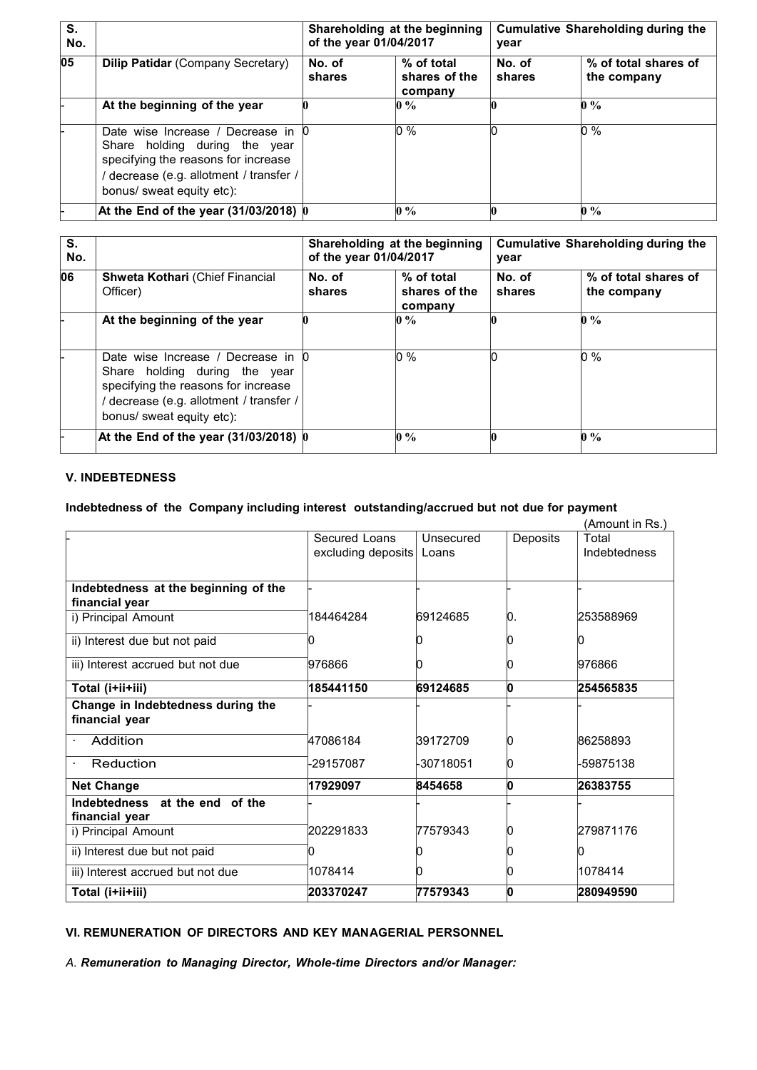| S. No. | | Shareholding at the beginning of the year 01/04/2017 | | Cumulative Shareholding during the year | |
|---|---|---|---|---|---|
| **05** | **Dilip Patidar** (Company Secretary) | **No. of shares** | **% of total shares of the company** | **No. of shares** | **% of total shares of the company** |
| - | **At the beginning of the year** | **0** | **0 %** | **0** | **0 %** |
| - | Date wise Increase / Decrease in Share holding during the year specifying the reasons for increase / decrease (e.g. allotment / transfer / bonus/ sweat equity etc): | 0 | 0 % | 0 | 0 % |
| - | **At the End of the year (31/03/2018)** | **0** | **0 %** | **0** | **0 %** |

| S. No. | | Shareholding at the beginning of the year 01/04/2017 | | Cumulative Shareholding during the year | |
|---|---|---|---|---|---|
| **06** | **Shweta Kothari** (Chief Financial Officer) | **No. of shares** | **% of total shares of the company** | **No. of shares** | **% of total shares of the company** |
| - | **At the beginning of the year** | **0** | **0 %** | **0** | **0 %** |
| - | Date wise Increase / Decrease in Share holding during the year specifying the reasons for increase / decrease (e.g. allotment / transfer / bonus/ sweat equity etc): | 0 | 0 % | 0 | 0 % |
| - | **At the End of the year (31/03/2018)** | **0** | **0 %** | **0** | **0 %** |

## V. INDEBTEDNESS

**Indebtedness of the Company including interest outstanding/accrued but not due for payment**

(Amount in Rs.)

| - | Secured Loans excluding deposits | Unsecured Loans | Deposits | Total Indebtedness |
|---|---|---|---|---|
| **Indebtedness at the beginning of the financial year** | - | - | - | - |
| i) Principal Amount | 184464284 | 69124685 | 0. | 253588969 |
| ii) Interest due but not paid | 0 | 0 | 0 | 0 |
| iii) Interest accrued but not due | 976866 | 0 | 0 | 976866 |
| **Total (i+ii+iii)** | **185441150** | **69124685** | **0** | **254565835** |
| **Change in Indebtedness during the financial year** | - | - | - | - |
| · Addition | 47086184 | 39172709 | 0 | 86258893 |
| · Reduction | -29157087 | -30718051 | 0 | -59875138 |
| **Net Change** | **17929097** | **8454658** | **0** | **26383755** |
| **Indebtedness at the end of the financial year** | - | - | - | - |
| i) Principal Amount | 202291833 | 77579343 | 0 | 279871176 |
| ii) Interest due but not paid | 0 | 0 | 0 | 0 |
| iii) Interest accrued but not due | 1078414 | 0 | 0 | 1078414 |
| **Total (i+ii+iii)** | **203370247** | **77579343** | **0** | **280949590** |

## VI. REMUNERATION OF DIRECTORS AND KEY MANAGERIAL PERSONNEL

*A. **Remuneration to Managing Director, Whole-time Directors and/or Manager:***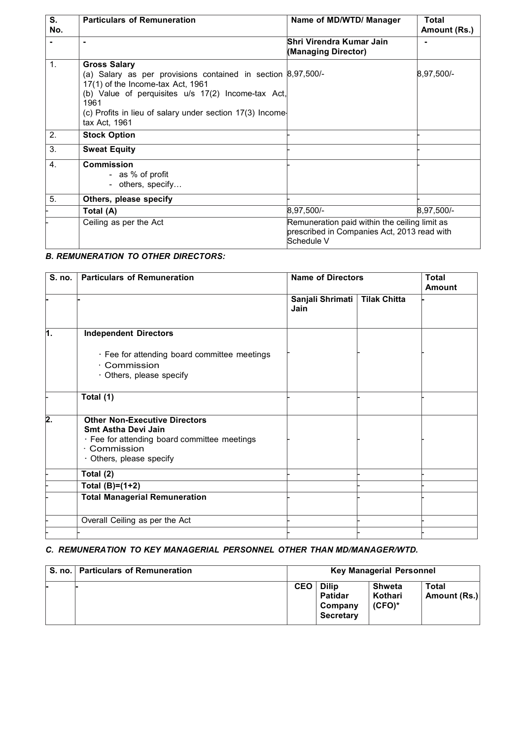| S. No. | Particulars of Remuneration | Name of MD/WTD/ Manager | Total Amount (Rs.) |
|---|---|---|---|
| - | - | Shri Virendra Kumar Jain (Managing Director) | - |
| 1. | **Gross Salary**<br>(a) Salary as per provisions contained in section 17(1) of the Income-tax Act, 1961<br>(b) Value of perquisites u/s 17(2) Income-tax Act, 1961<br>(c) Profits in lieu of salary under section 17(3) Income-tax Act, 1961 | 8,97,500/- | 8,97,500/- |
| 2. | **Stock Option** | - | - |
| 3. | **Sweat Equity** | - | - |
| 4. | **Commission**<br>- as % of profit<br>- others, specify… | - | - |
| 5. | **Others, please specify** | - | |
| - | **Total (A)** | 8,97,500/- | 8,97,500/- |
| - | Ceiling as per the Act | Remuneration paid within the ceiling limit as prescribed in Companies Act, 2013 read with Schedule V | |

***B. REMUNERATION TO OTHER DIRECTORS:***

| S. no. | Particulars of Remuneration | Name of Directors | | Total Amount |
|---|---|---|---|---|
| - | - | Sanjali Shrimati Jain | Tilak Chitta | - |
| 1. | **Independent Directors**<br>· Fee for attending board committee meetings<br>· Commission<br>· Others, please specify | - | - | - |
| - | **Total (1)** | - | - | - |
| 2. | **Other Non-Executive Directors**<br>**Smt Astha Devi Jain**<br>· Fee for attending board committee meetings<br>· Commission<br>· Others, please specify | - | - | - |
| - | **Total (2)** | - | - | - |
| - | **Total (B)=(1+2)** | | - | - |
| - | **Total Managerial Remuneration** | - | - | - |
| - | Overall Ceiling as per the Act | - | - | - |
| - | - | - | - | - |

***C. REMUNERATION TO KEY MANAGERIAL PERSONNEL OTHER THAN MD/MANAGER/WTD.***

| S. no. | Particulars of Remuneration | Key Managerial Personnel | | | |
|---|---|---|---|---|---|
| - | - | CEO | Dilip Patidar Company Secretary | Shweta Kothari (CFO)* | Total Amount (Rs.) |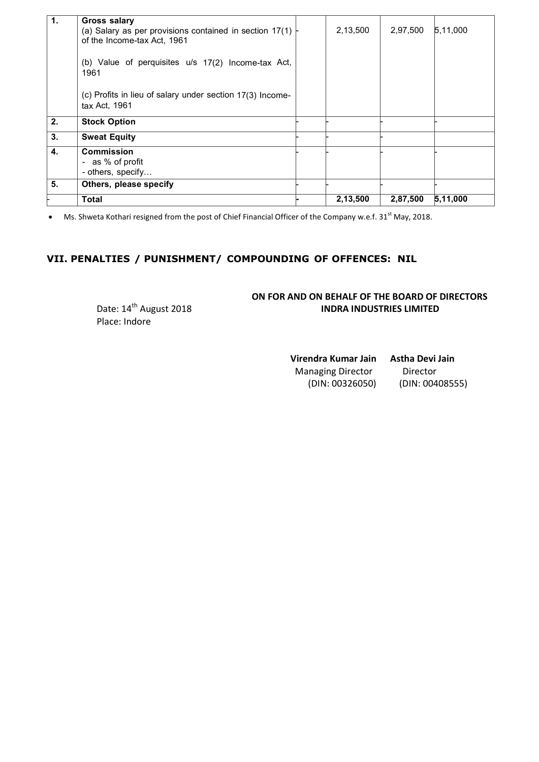| | | | | | | |
|---|---|---|---|---|---|---|
| 1. | **Gross salary**<br>(a) Salary as per provisions contained in section 17(1) of the Income-tax Act, 1961<br><br>(b) Value of perquisites u/s 17(2) Income-tax Act, 1961<br><br>(c) Profits in lieu of salary under section 17(3) Income-tax Act, 1961 | - | 2,13,500 | 2,97,500 | 5,11,000 |
| 2. | **Stock Option** | - | - | - | - |
| 3. | **Sweat Equity** | - | - | - | |
| 4. | **Commission**<br>- as % of profit<br>- others, specify… | - | - | - | - |
| 5. | **Others, please specify** | - | - | - | - |
| - | **Total** | - | **2,13,500** | **2,87,500** | **5,11,000** |

- Ms. Shweta Kothari resigned from the post of Chief Financial Officer of the Company w.e.f. 31st May, 2018.

## VII. PENALTIES / PUNISHMENT/ COMPOUNDING OF OFFENCES: NIL

Date: 14th August 2018
Place: Indore

**ON FOR AND ON BEHALF OF THE BOARD OF DIRECTORS**
**INDRA INDUSTRIES LIMITED**

**Virendra Kumar Jain**
Managing Director
(DIN: 00326050)

**Astha Devi Jain**
Director
(DIN: 00408555)